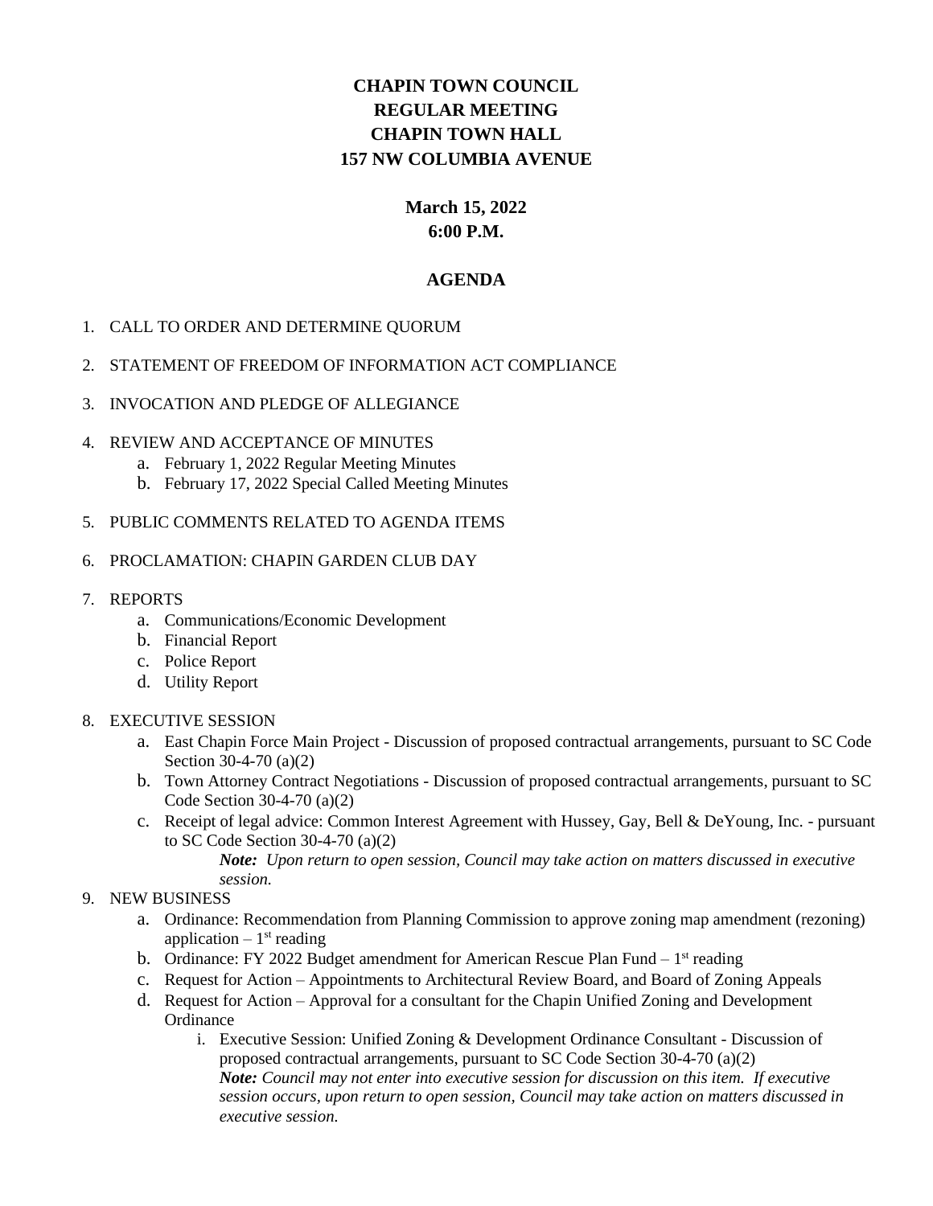# CHAPIN TOWN COUNCIL
# REGULAR MEETING
# CHAPIN TOWN HALL
# 157 NW COLUMBIA AVENUE

**March 15, 2022**
**6:00 P.M.**

## AGENDA

1. CALL TO ORDER AND DETERMINE QUORUM
2. STATEMENT OF FREEDOM OF INFORMATION ACT COMPLIANCE
3. INVOCATION AND PLEDGE OF ALLEGIANCE
4. REVIEW AND ACCEPTANCE OF MINUTES
   a. February 1, 2022 Regular Meeting Minutes
   b. February 17, 2022 Special Called Meeting Minutes
5. PUBLIC COMMENTS RELATED TO AGENDA ITEMS
6. PROCLAMATION: CHAPIN GARDEN CLUB DAY
7. REPORTS
   a. Communications/Economic Development
   b. Financial Report
   c. Police Report
   d. Utility Report
8. EXECUTIVE SESSION
   a. East Chapin Force Main Project - Discussion of proposed contractual arrangements, pursuant to SC Code Section 30-4-70 (a)(2)
   b. Town Attorney Contract Negotiations - Discussion of proposed contractual arrangements, pursuant to SC Code Section 30-4-70 (a)(2)
   c. Receipt of legal advice: Common Interest Agreement with Hussey, Gay, Bell & DeYoung, Inc. - pursuant to SC Code Section 30-4-70 (a)(2)

      ***Note:*** *Upon return to open session, Council may take action on matters discussed in executive session.*
9. NEW BUSINESS
   a. Ordinance: Recommendation from Planning Commission to approve zoning map amendment (rezoning) application – 1st reading
   b. Ordinance: FY 2022 Budget amendment for American Rescue Plan Fund – 1st reading
   c. Request for Action – Appointments to Architectural Review Board, and Board of Zoning Appeals
   d. Request for Action – Approval for a consultant for the Chapin Unified Zoning and Development Ordinance
      i. Executive Session: Unified Zoning & Development Ordinance Consultant - Discussion of proposed contractual arrangements, pursuant to SC Code Section 30-4-70 (a)(2)
         ***Note:*** *Council may not enter into executive session for discussion on this item. If executive session occurs, upon return to open session, Council may take action on matters discussed in executive session.*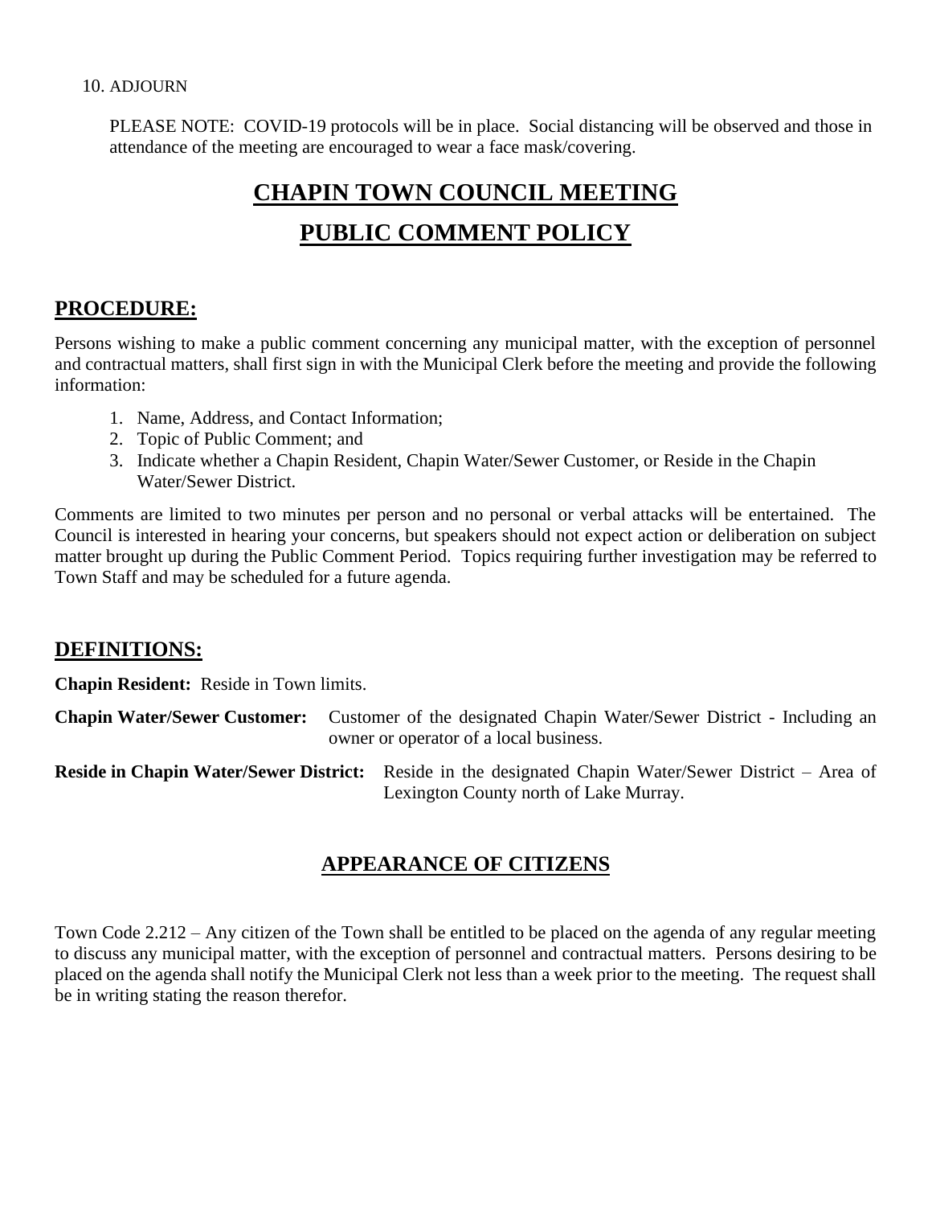10. ADJOURN

PLEASE NOTE: COVID-19 protocols will be in place. Social distancing will be observed and those in attendance of the meeting are encouraged to wear a face mask/covering.

# CHAPIN TOWN COUNCIL MEETING

# PUBLIC COMMENT POLICY

## PROCEDURE:

Persons wishing to make a public comment concerning any municipal matter, with the exception of personnel and contractual matters, shall first sign in with the Municipal Clerk before the meeting and provide the following information:

1. Name, Address, and Contact Information;
2. Topic of Public Comment; and
3. Indicate whether a Chapin Resident, Chapin Water/Sewer Customer, or Reside in the Chapin Water/Sewer District.

Comments are limited to two minutes per person and no personal or verbal attacks will be entertained. The Council is interested in hearing your concerns, but speakers should not expect action or deliberation on subject matter brought up during the Public Comment Period. Topics requiring further investigation may be referred to Town Staff and may be scheduled for a future agenda.

## DEFINITIONS:

**Chapin Resident:** Reside in Town limits.

**Chapin Water/Sewer Customer:** Customer of the designated Chapin Water/Sewer District - Including an owner or operator of a local business.

**Reside in Chapin Water/Sewer District:** Reside in the designated Chapin Water/Sewer District – Area of Lexington County north of Lake Murray.

## APPEARANCE OF CITIZENS

Town Code 2.212 – Any citizen of the Town shall be entitled to be placed on the agenda of any regular meeting to discuss any municipal matter, with the exception of personnel and contractual matters. Persons desiring to be placed on the agenda shall notify the Municipal Clerk not less than a week prior to the meeting. The request shall be in writing stating the reason therefor.